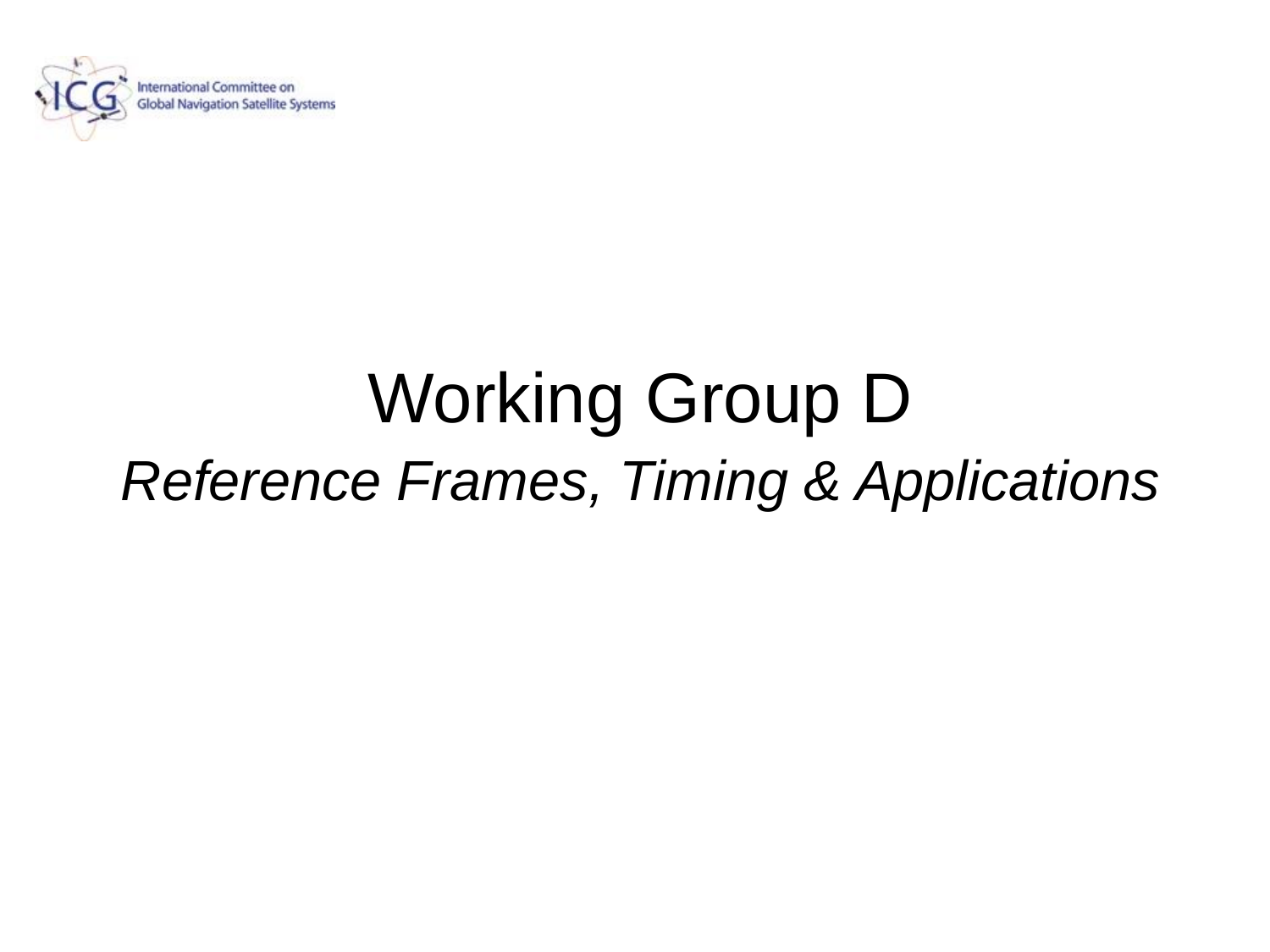International Committee on Global Navigation Satellite Systems

# Working Group D

*Reference Frames, Timing & Applications*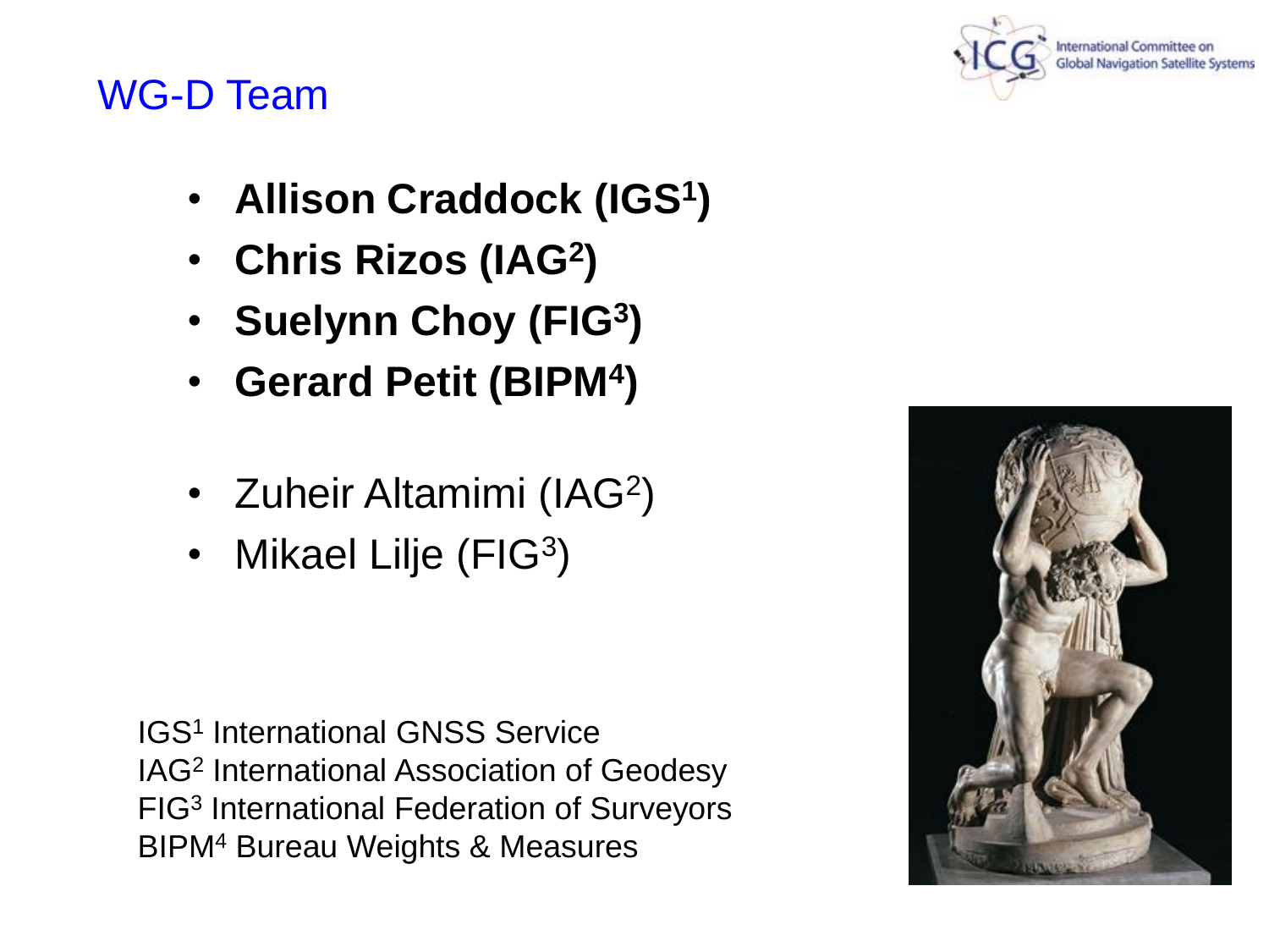## WG-D Team

- **Allison Craddock (IGS[1])**
- **Chris Rizos (IAG[2])**
- **Suelynn Choy (FIG[3])**
- **Gerard Petit (BIPM[4])**

- Zuheir Altamimi (IAG[2])
- Mikael Lilje (FIG[3])

IGS[1] International GNSS Service
IAG[2] International Association of Geodesy
FIG[3] International Federation of Surveyors
BIPM[4] Bureau Weights & Measures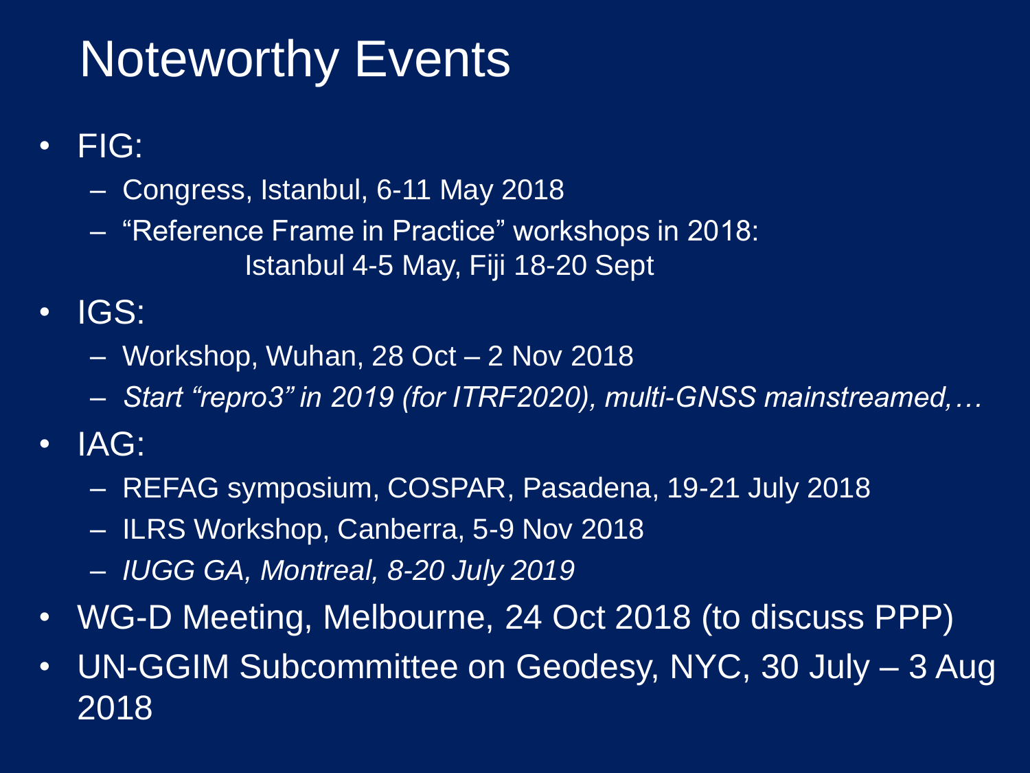# Noteworthy Events

- FIG:
  - Congress, Istanbul, 6-11 May 2018
  - "Reference Frame in Practice" workshops in 2018: Istanbul 4-5 May, Fiji 18-20 Sept
- IGS:
  - Workshop, Wuhan, 28 Oct – 2 Nov 2018
  - *Start "repro3" in 2019 (for ITRF2020), multi-GNSS mainstreamed,…*
- IAG:
  - REFAG symposium, COSPAR, Pasadena, 19-21 July 2018
  - ILRS Workshop, Canberra, 5-9 Nov 2018
  - *IUGG GA, Montreal, 8-20 July 2019*
- WG-D Meeting, Melbourne, 24 Oct 2018 (to discuss PPP)
- UN-GGIM Subcommittee on Geodesy, NYC, 30 July – 3 Aug 2018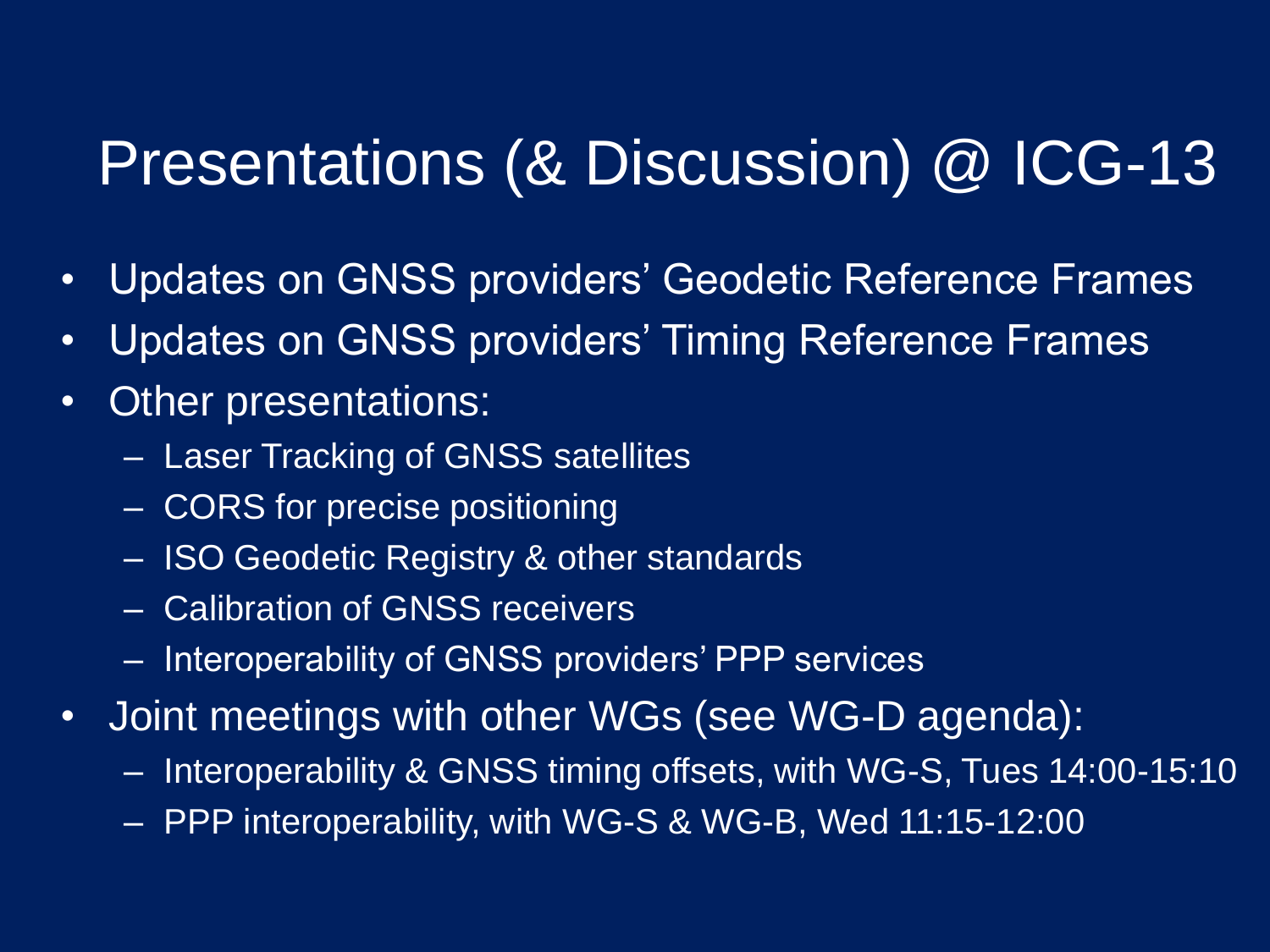# Presentations (& Discussion) @ ICG-13

- Updates on GNSS providers' Geodetic Reference Frames
- Updates on GNSS providers' Timing Reference Frames
- Other presentations:
  - Laser Tracking of GNSS satellites
  - CORS for precise positioning
  - ISO Geodetic Registry & other standards
  - Calibration of GNSS receivers
  - Interoperability of GNSS providers' PPP services
- Joint meetings with other WGs (see WG-D agenda):
  - Interoperability & GNSS timing offsets, with WG-S, Tues 14:00-15:10
  - PPP interoperability, with WG-S & WG-B, Wed 11:15-12:00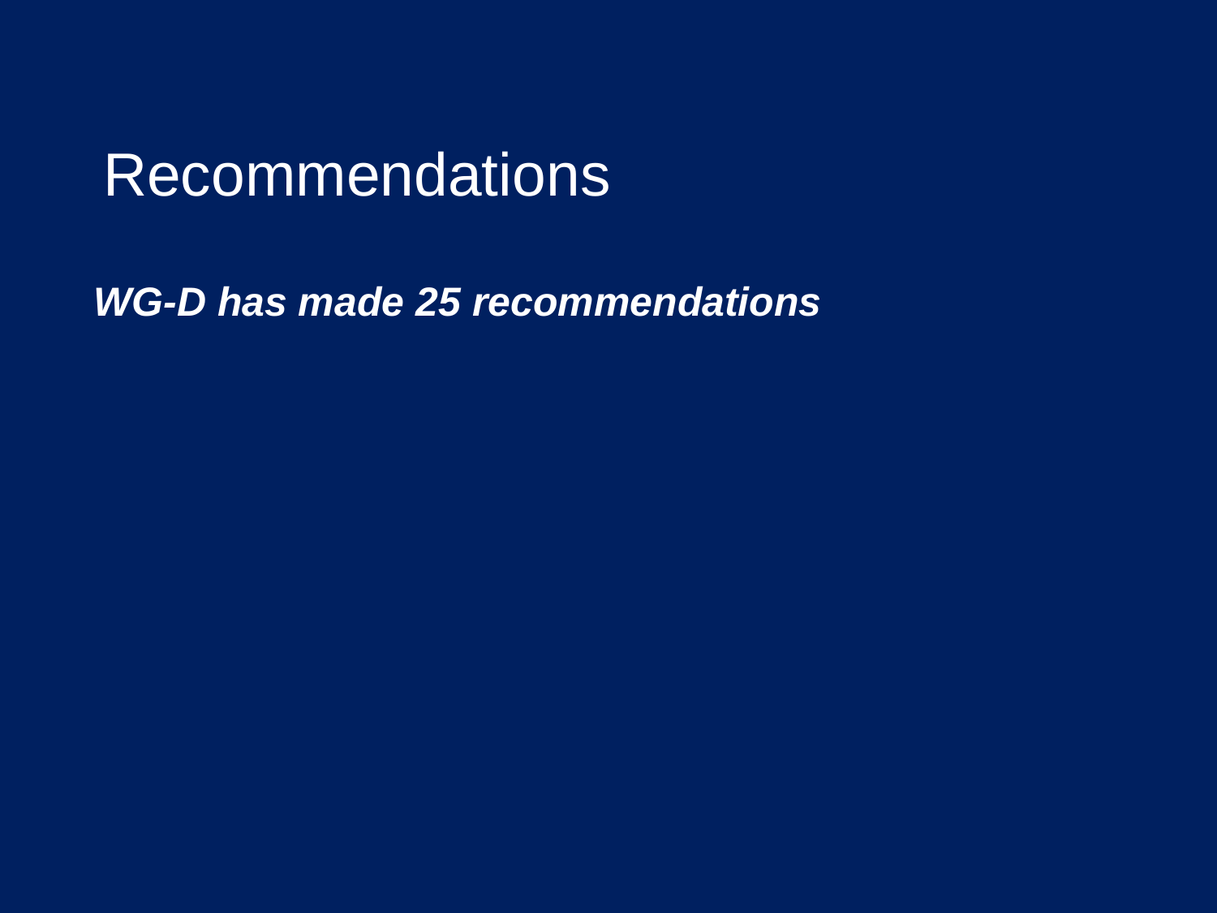# Recommendations

***WG-D has made 25 recommendations***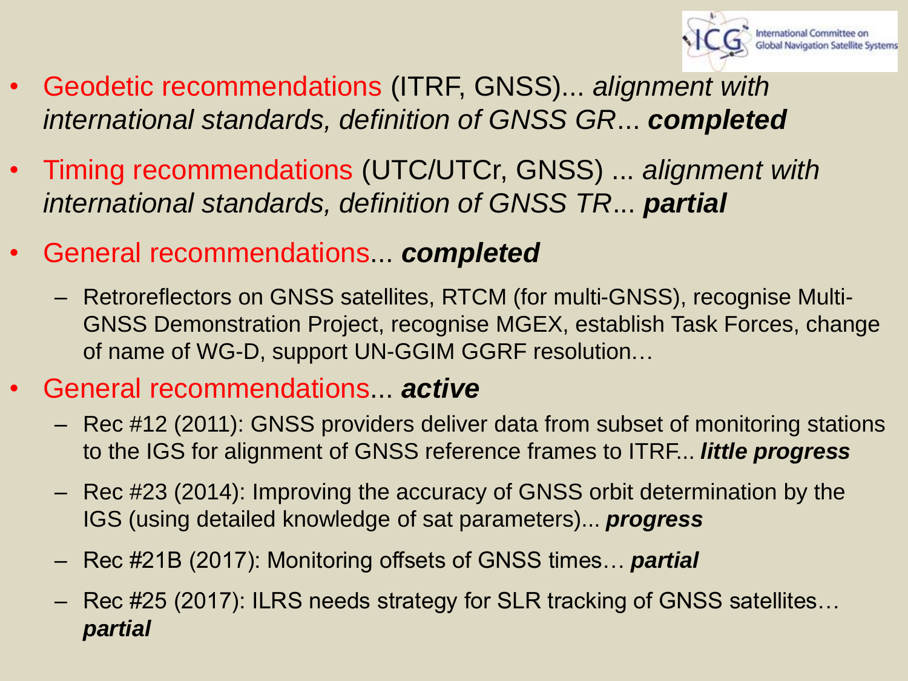- Geodetic recommendations (ITRF, GNSS)... *alignment with international standards, definition of GNSS GR*... ***completed***
- Timing recommendations (UTC/UTCr, GNSS) ... *alignment with international standards, definition of GNSS TR*... ***partial***
- General recommendations... ***completed***
  - Retroreflectors on GNSS satellites, RTCM (for multi-GNSS), recognise Multi-GNSS Demonstration Project, recognise MGEX, establish Task Forces, change of name of WG-D, support UN-GGIM GGRF resolution…
- General recommendations... ***active***
  - Rec #12 (2011): GNSS providers deliver data from subset of monitoring stations to the IGS for alignment of GNSS reference frames to ITRF... ***little progress***
  - Rec #23 (2014): Improving the accuracy of GNSS orbit determination by the IGS (using detailed knowledge of sat parameters)... ***progress***
  - Rec #21B (2017): Monitoring offsets of GNSS times… ***partial***
  - Rec #25 (2017): ILRS needs strategy for SLR tracking of GNSS satellites… ***partial***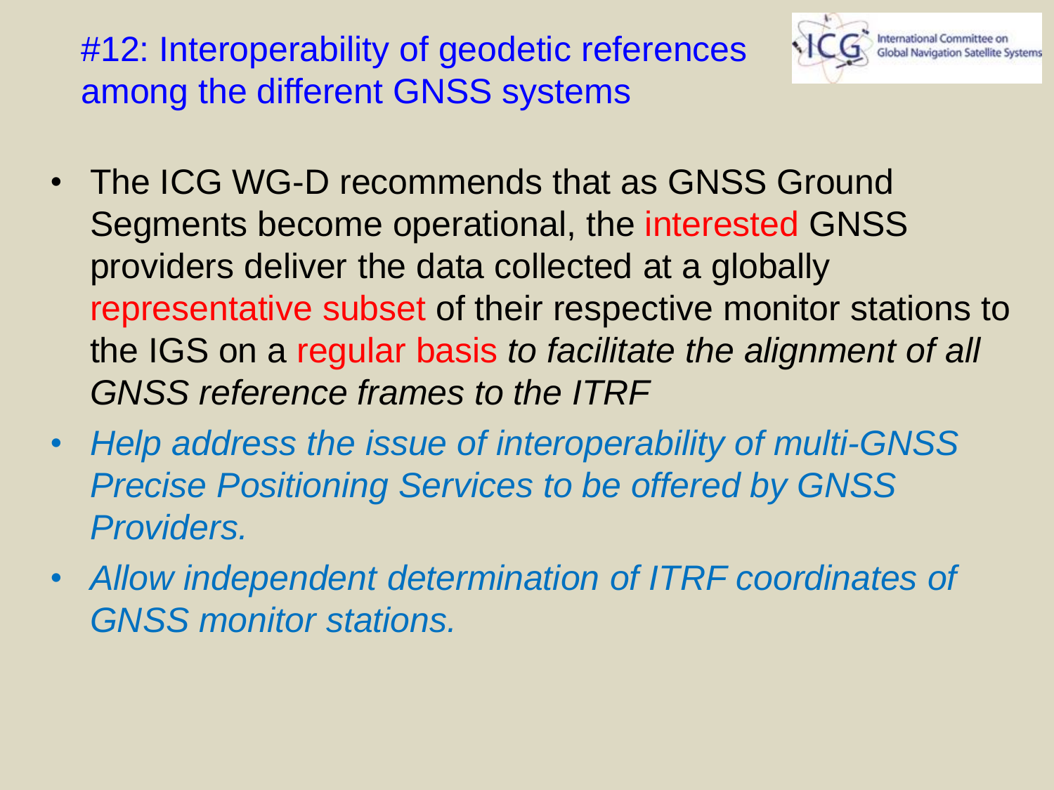# #12: Interoperability of geodetic references among the different GNSS systems

- The ICG WG-D recommends that as GNSS Ground Segments become operational, the interested GNSS providers deliver the data collected at a globally representative subset of their respective monitor stations to the IGS on a regular basis *to facilitate the alignment of all GNSS reference frames to the ITRF*
- *Help address the issue of interoperability of multi-GNSS Precise Positioning Services to be offered by GNSS Providers.*
- *Allow independent determination of ITRF coordinates of GNSS monitor stations.*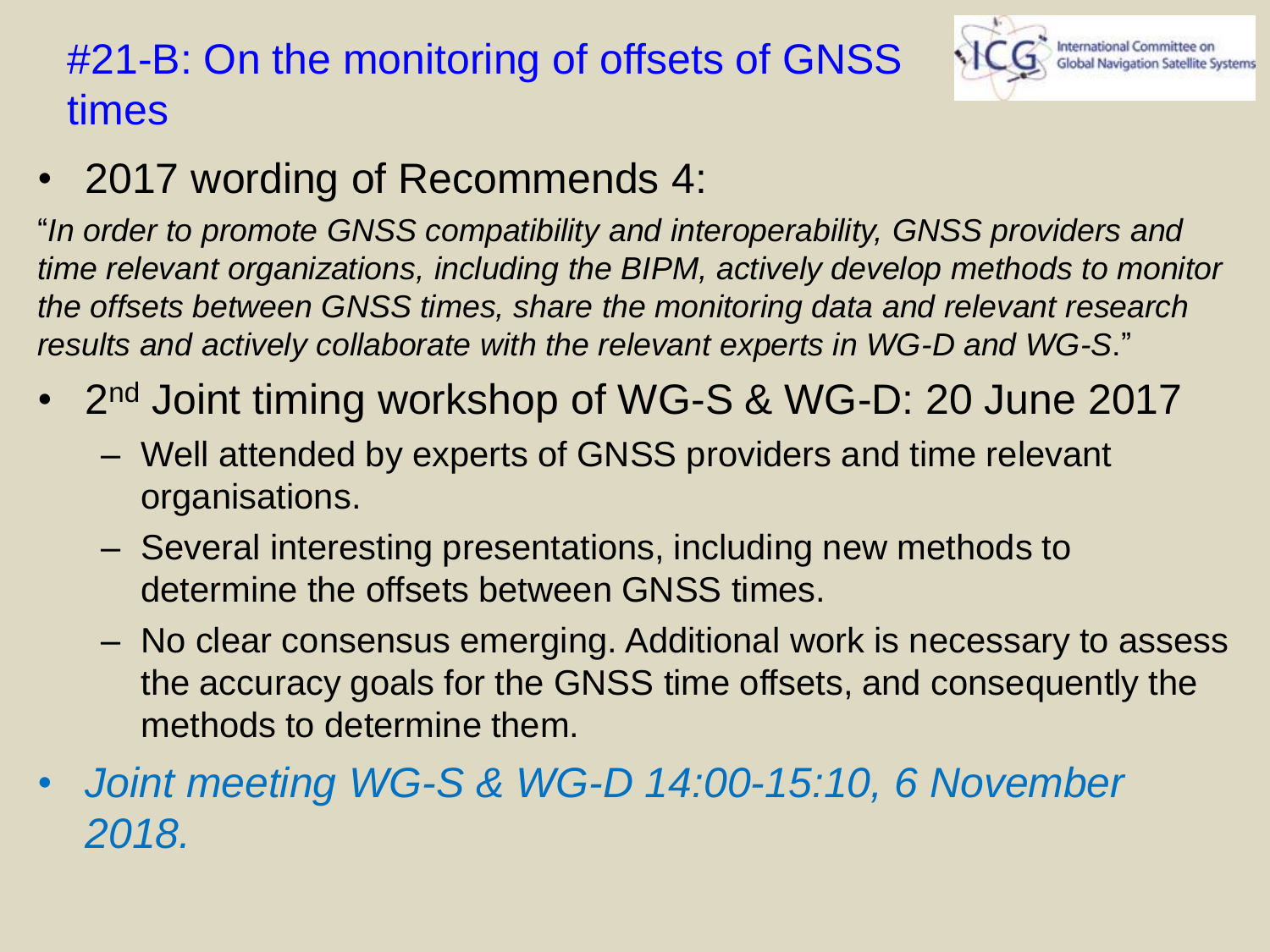# #21-B: On the monitoring of offsets of GNSS times

- 2017 wording of Recommends 4:

"*In order to promote GNSS compatibility and interoperability, GNSS providers and time relevant organizations, including the BIPM, actively develop methods to monitor the offsets between GNSS times, share the monitoring data and relevant research results and actively collaborate with the relevant experts in WG-D and WG-S*."

- 2nd Joint timing workshop of WG-S & WG-D: 20 June 2017
  - Well attended by experts of GNSS providers and time relevant organisations.
  - Several interesting presentations, including new methods to determine the offsets between GNSS times.
  - No clear consensus emerging. Additional work is necessary to assess the accuracy goals for the GNSS time offsets, and consequently the methods to determine them.
- *Joint meeting WG-S & WG-D 14:00-15:10, 6 November 2018.*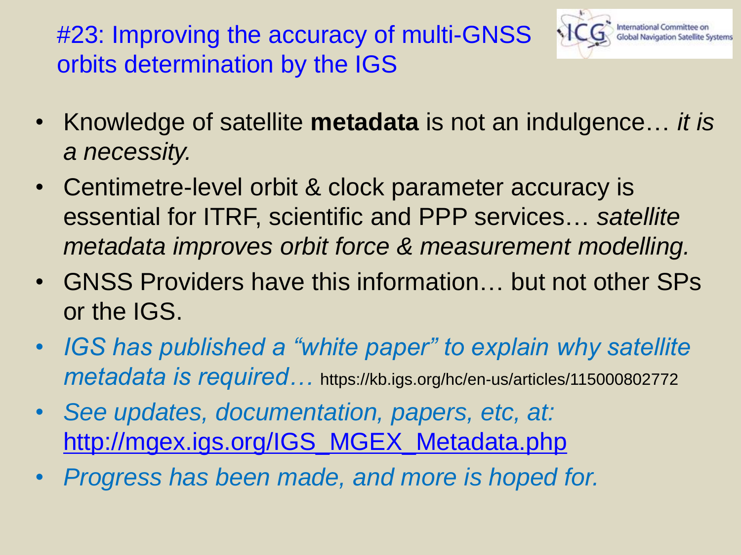# #23: Improving the accuracy of multi-GNSS orbits determination by the IGS

- Knowledge of satellite **metadata** is not an indulgence… *it is a necessity.*
- Centimetre-level orbit & clock parameter accuracy is essential for ITRF, scientific and PPP services… *satellite metadata improves orbit force & measurement modelling.*
- GNSS Providers have this information… but not other SPs or the IGS.
- *IGS has published a "white paper" to explain why satellite metadata is required…* https://kb.igs.org/hc/en-us/articles/115000802772
- *See updates, documentation, papers, etc, at:* http://mgex.igs.org/IGS_MGEX_Metadata.php
- *Progress has been made, and more is hoped for.*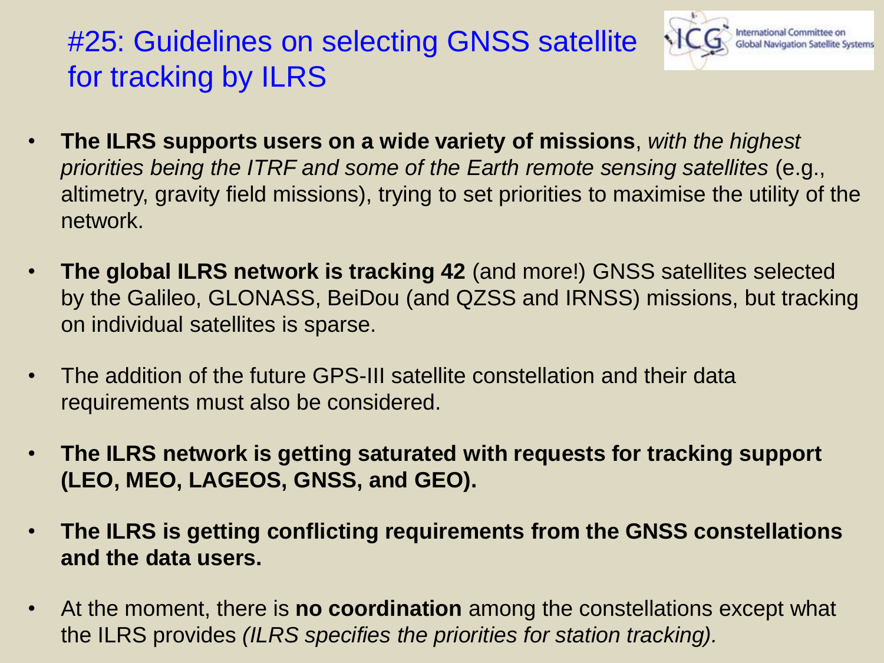# #25: Guidelines on selecting GNSS satellite for tracking by ILRS

- **The ILRS supports users on a wide variety of missions**, *with the highest priorities being the ITRF and some of the Earth remote sensing satellites* (e.g., altimetry, gravity field missions), trying to set priorities to maximise the utility of the network.
- **The global ILRS network is tracking 42** (and more!) GNSS satellites selected by the Galileo, GLONASS, BeiDou (and QZSS and IRNSS) missions, but tracking on individual satellites is sparse.
- The addition of the future GPS-III satellite constellation and their data requirements must also be considered.
- **The ILRS network is getting saturated with requests for tracking support (LEO, MEO, LAGEOS, GNSS, and GEO).**
- **The ILRS is getting conflicting requirements from the GNSS constellations and the data users.**
- At the moment, there is **no coordination** among the constellations except what the ILRS provides *(ILRS specifies the priorities for station tracking).*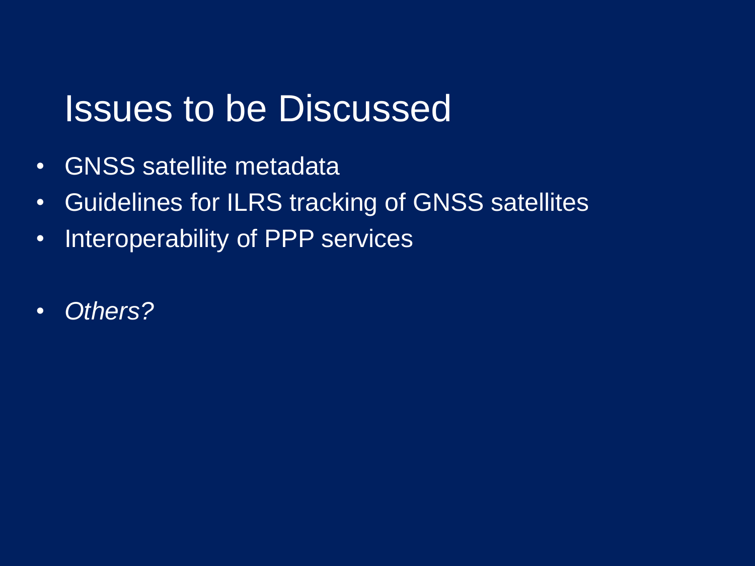# Issues to be Discussed

- GNSS satellite metadata
- Guidelines for ILRS tracking of GNSS satellites
- Interoperability of PPP services

- *Others?*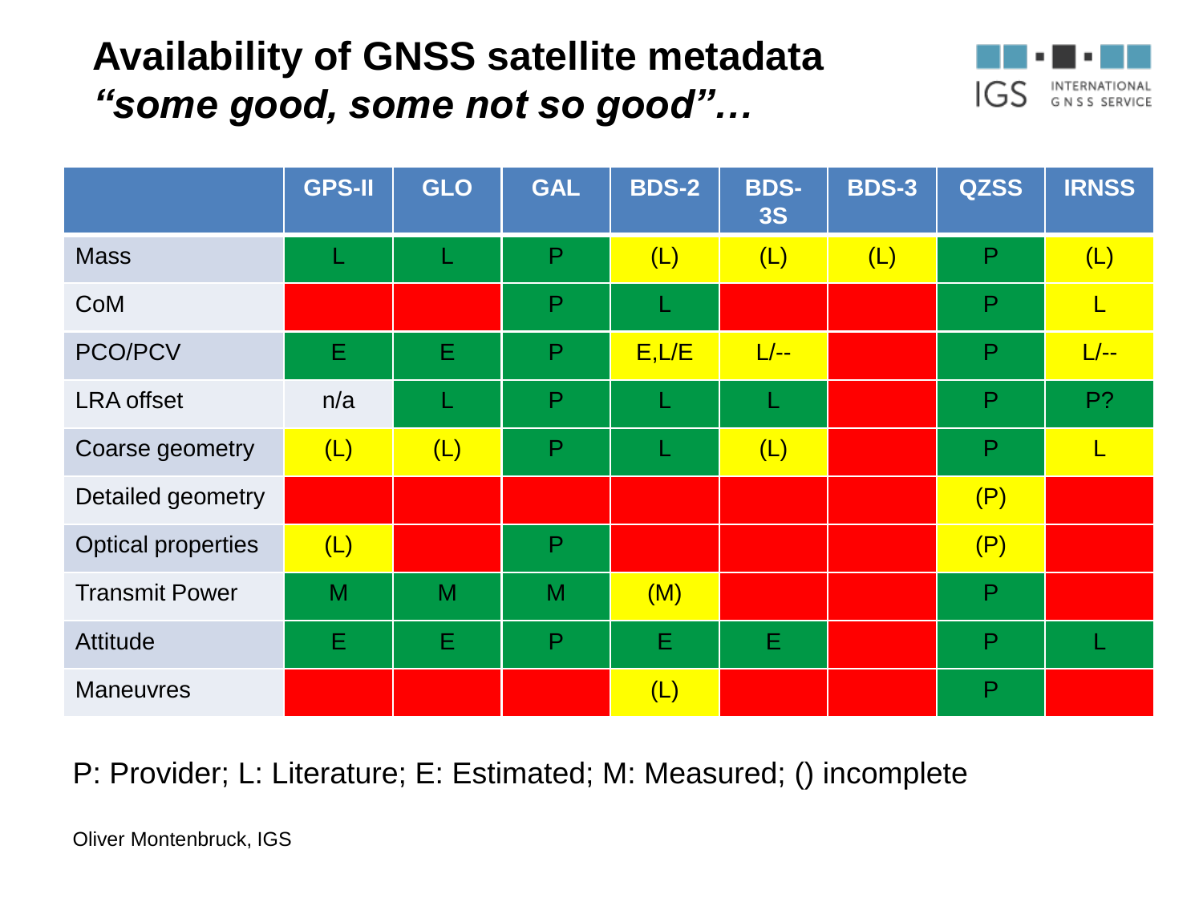# Availability of GNSS satellite metadata
## *“some good, some not so good”…*

| | GPS-II | GLO | GAL | BDS-2 | BDS-3S | BDS-3 | QZSS | IRNSS |
|---|---|---|---|---|---|---|---|---|
| Mass | L | L | P | (L) | (L) | (L) | P | (L) |
| CoM | | | P | L | | | P | L |
| PCO/PCV | E | E | P | E,L/E | L/-- | | P | L/-- |
| LRA offset | n/a | L | P | L | L | | P | P? |
| Coarse geometry | (L) | (L) | P | L | (L) | | P | L |
| Detailed geometry | | | | | | | (P) | |
| Optical properties | (L) | | P | | | | (P) | |
| Transmit Power | M | M | M | (M) | | | P | |
| Attitude | E | E | P | E | E | | P | L |
| Maneuvres | | | | (L) | | | P | |

P: Provider; L: Literature; E: Estimated; M: Measured; () incomplete

Oliver Montenbruck, IGS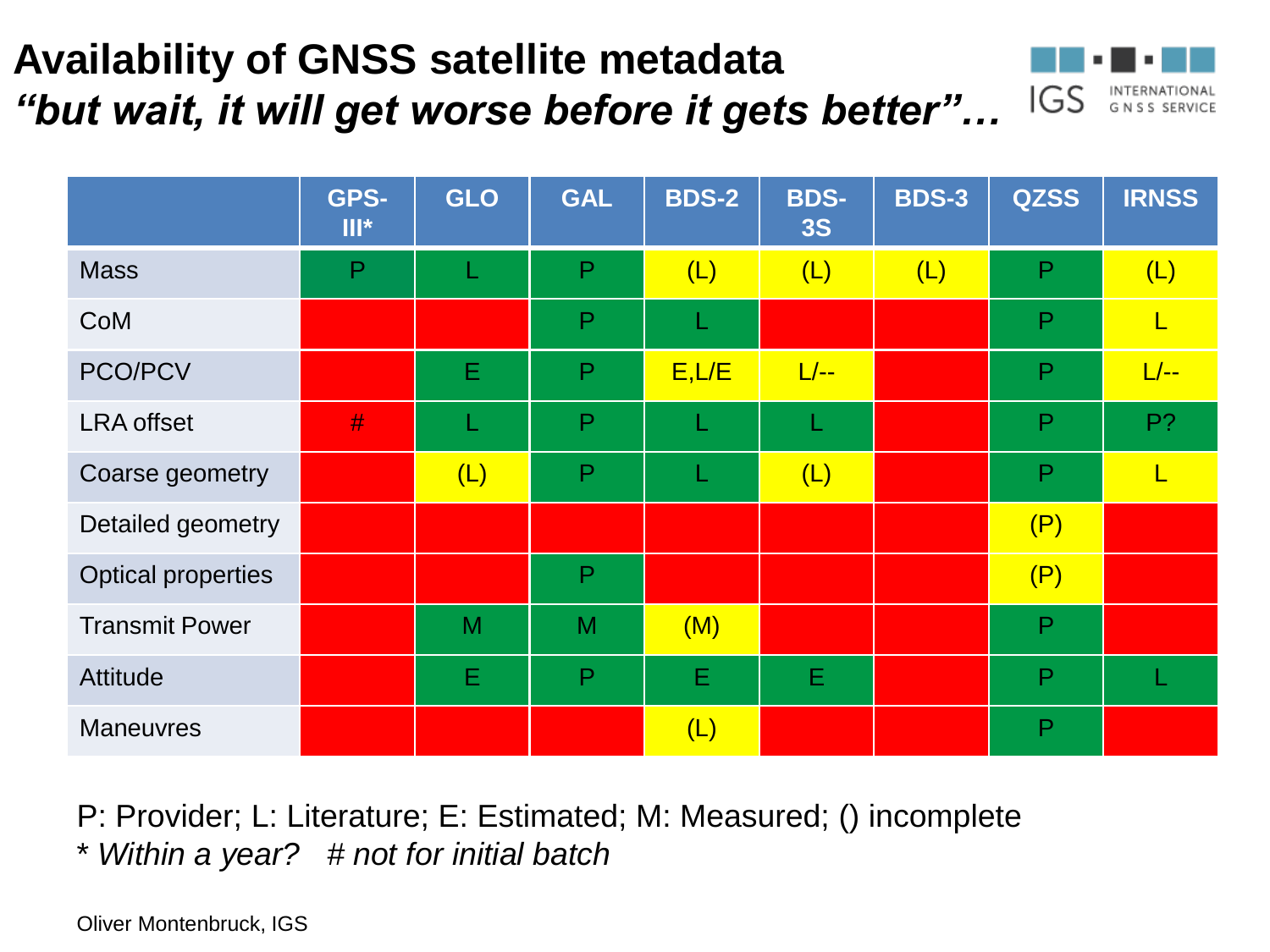# Availability of GNSS satellite metadata

***"but wait, it will get worse before it gets better"…***

| | GPS-III* | GLO | GAL | BDS-2 | BDS-3S | BDS-3 | QZSS | IRNSS |
|---|---|---|---|---|---|---|---|---|
| Mass | P | L | P | (L) | (L) | (L) | P | (L) |
| CoM | | | P | L | | | P | L |
| PCO/PCV | | E | P | E,L/E | L/-- | | P | L/-- |
| LRA offset | # | L | P | L | L | | P | P? |
| Coarse geometry | | (L) | P | L | (L) | | P | L |
| Detailed geometry | | | | | | | (P) | |
| Optical properties | | | P | | | | (P) | |
| Transmit Power | | M | M | (M) | | | P | |
| Attitude | | E | P | E | E | | P | L |
| Maneuvres | | | | (L) | | | P | |

P: Provider; L: Literature; E: Estimated; M: Measured; () incomplete

\* *Within a year?* # *not for initial batch*

Oliver Montenbruck, IGS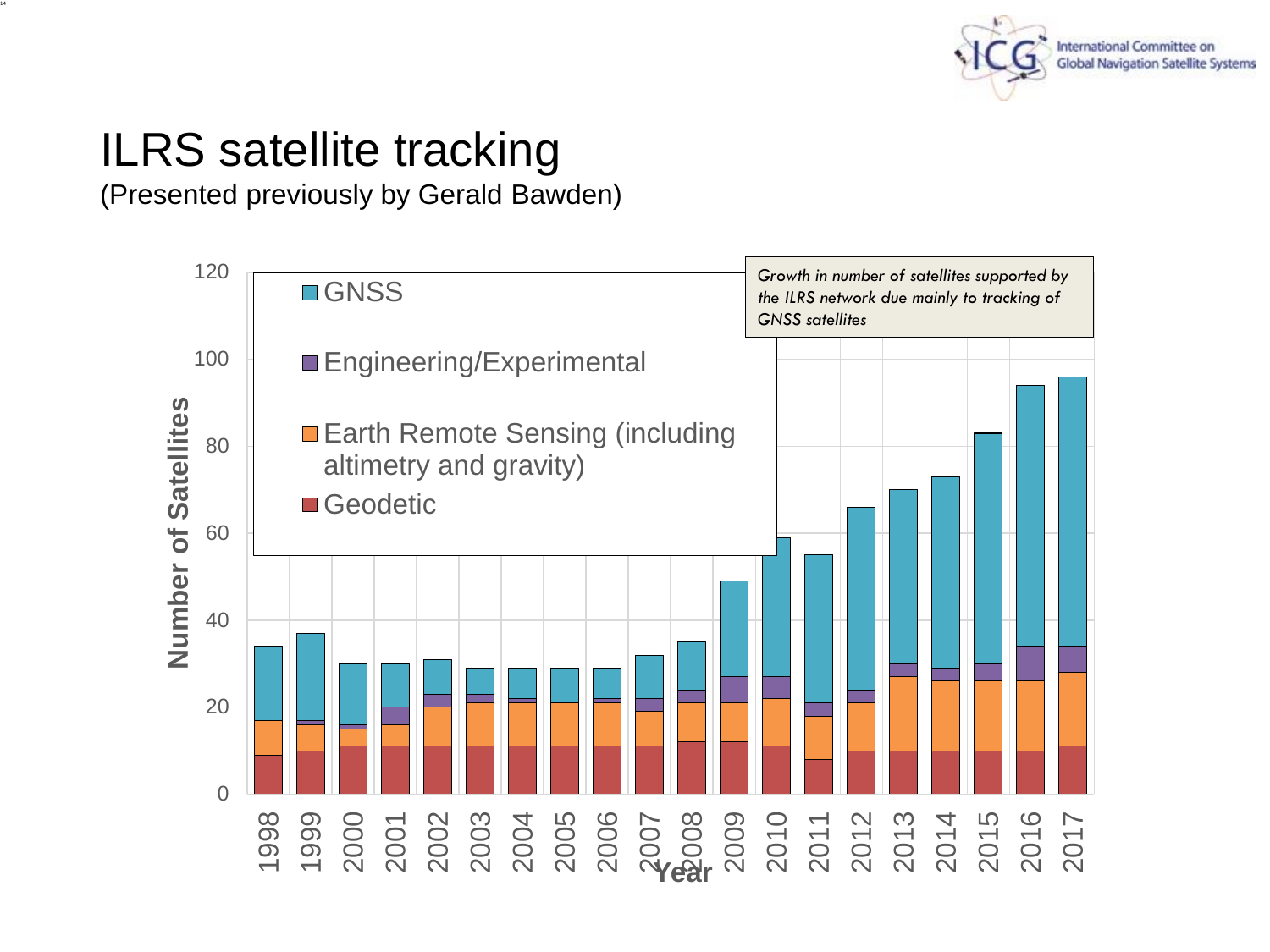# ILRS satellite tracking

(Presented previously by Gerald Bawden)

*Growth in number of satellites supported by the ILRS network due mainly to tracking of GNSS satellites*

Number of Satellites

- GNSS
- Engineering/Experimental
- Earth Remote Sensing (including altimetry and gravity)
- Geodetic

Year: 1998, 1999, 2000, 2001, 2002, 2003, 2004, 2005, 2006, 2007, 2008, 2009, 2010, 2011, 2012, 2013, 2014, 2015, 2016, 2017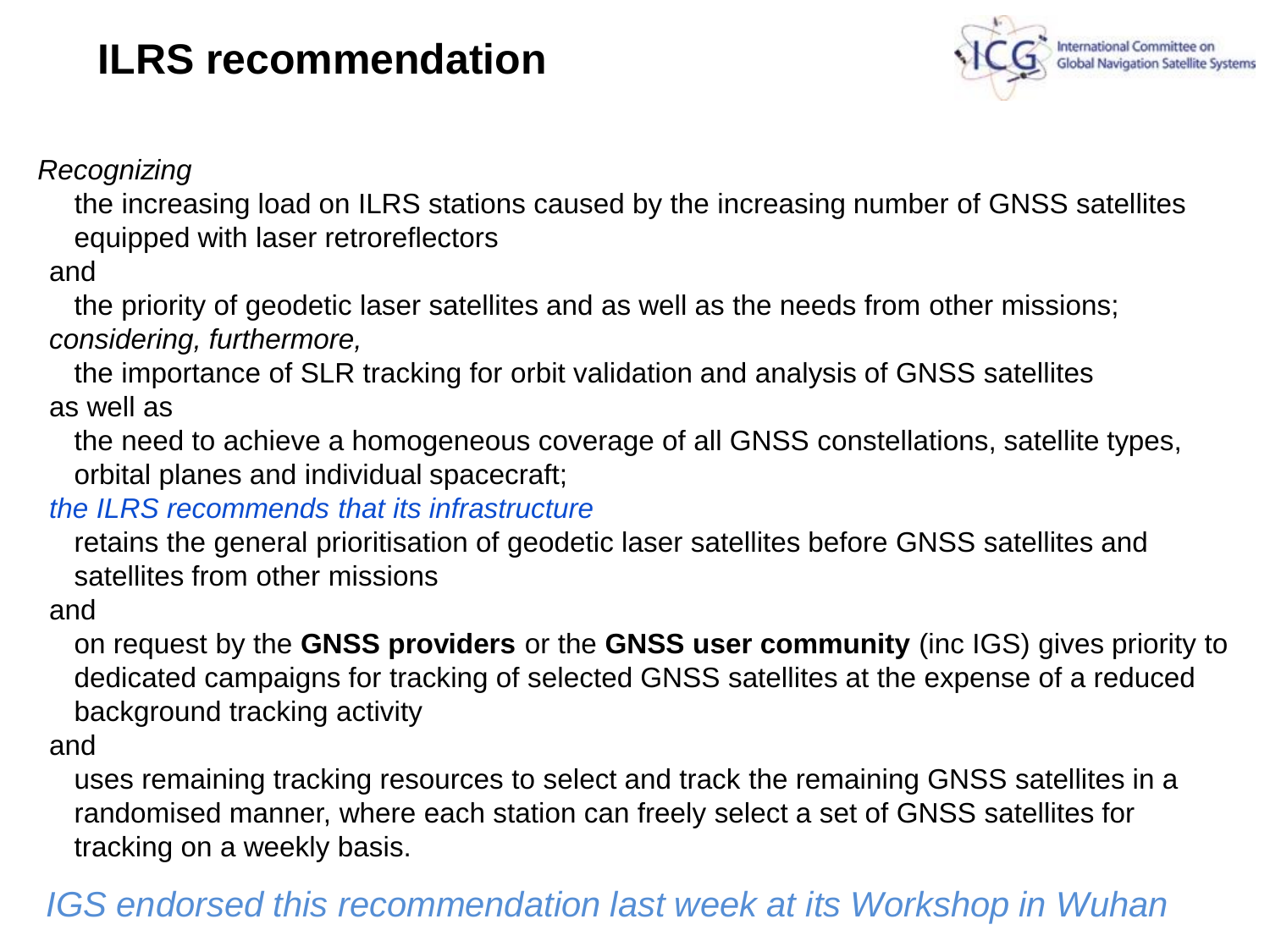# ILRS recommendation

*Recognizing*

the increasing load on ILRS stations caused by the increasing number of GNSS satellites equipped with laser retroreflectors

and

the priority of geodetic laser satellites and as well as the needs from other missions;

*considering, furthermore,*

the importance of SLR tracking for orbit validation and analysis of GNSS satellites

as well as

the need to achieve a homogeneous coverage of all GNSS constellations, satellite types, orbital planes and individual spacecraft;

*the ILRS recommends that its infrastructure*

retains the general prioritisation of geodetic laser satellites before GNSS satellites and satellites from other missions

and

on request by the **GNSS providers** or the **GNSS user community** (inc IGS) gives priority to dedicated campaigns for tracking of selected GNSS satellites at the expense of a reduced background tracking activity

and

uses remaining tracking resources to select and track the remaining GNSS satellites in a randomised manner, where each station can freely select a set of GNSS satellites for tracking on a weekly basis.

*IGS endorsed this recommendation last week at its Workshop in Wuhan*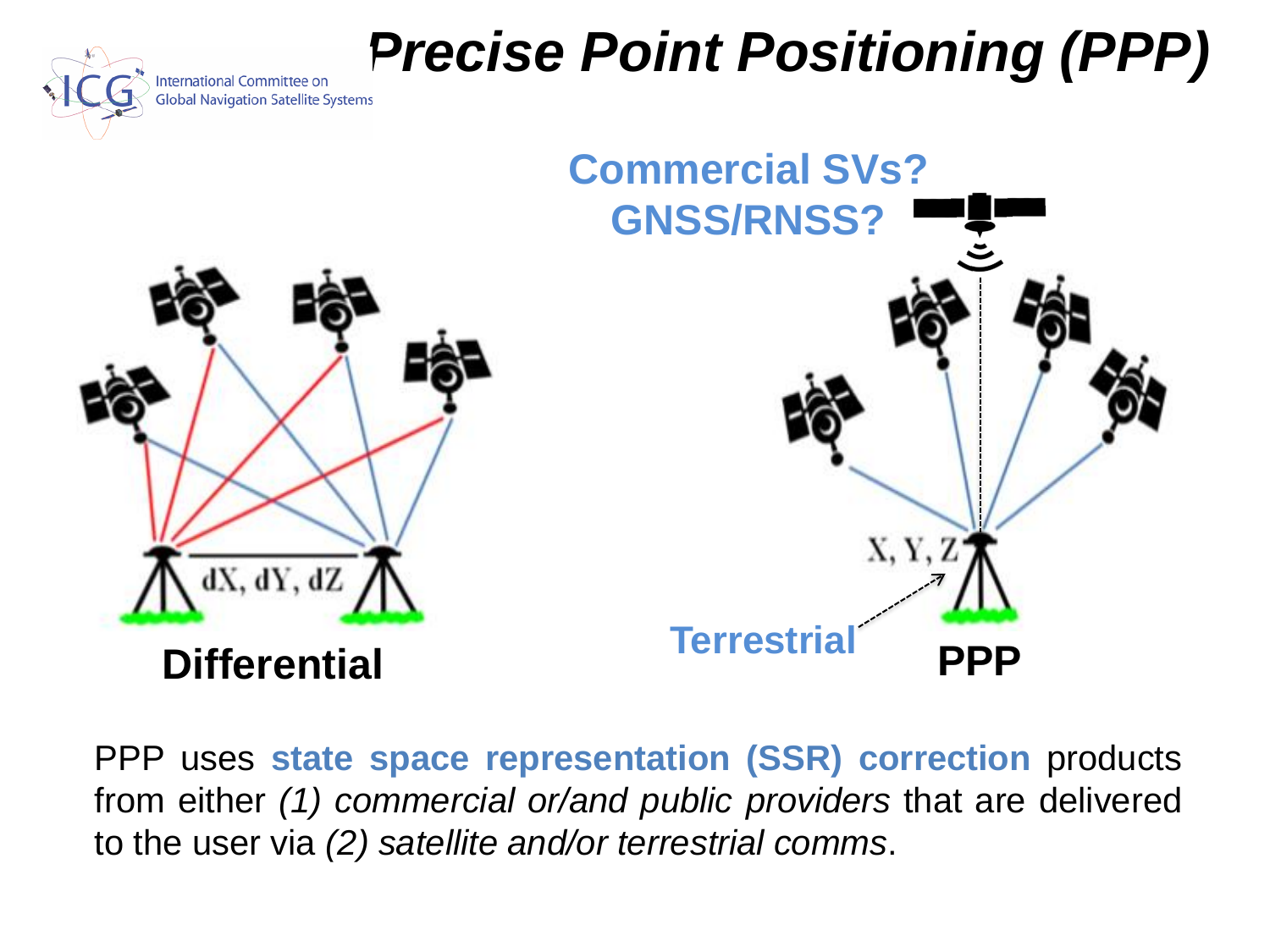# Precise Point Positioning (PPP)

Commercial SVs?
GNSS/RNSS?

dX, dY, dZ

**Differential**

X, Y, Z

Terrestrial

**PPP**

PPP uses **state space representation (SSR) correction** products from either *(1) commercial or/and public providers* that are delivered to the user via *(2) satellite and/or terrestrial comms*.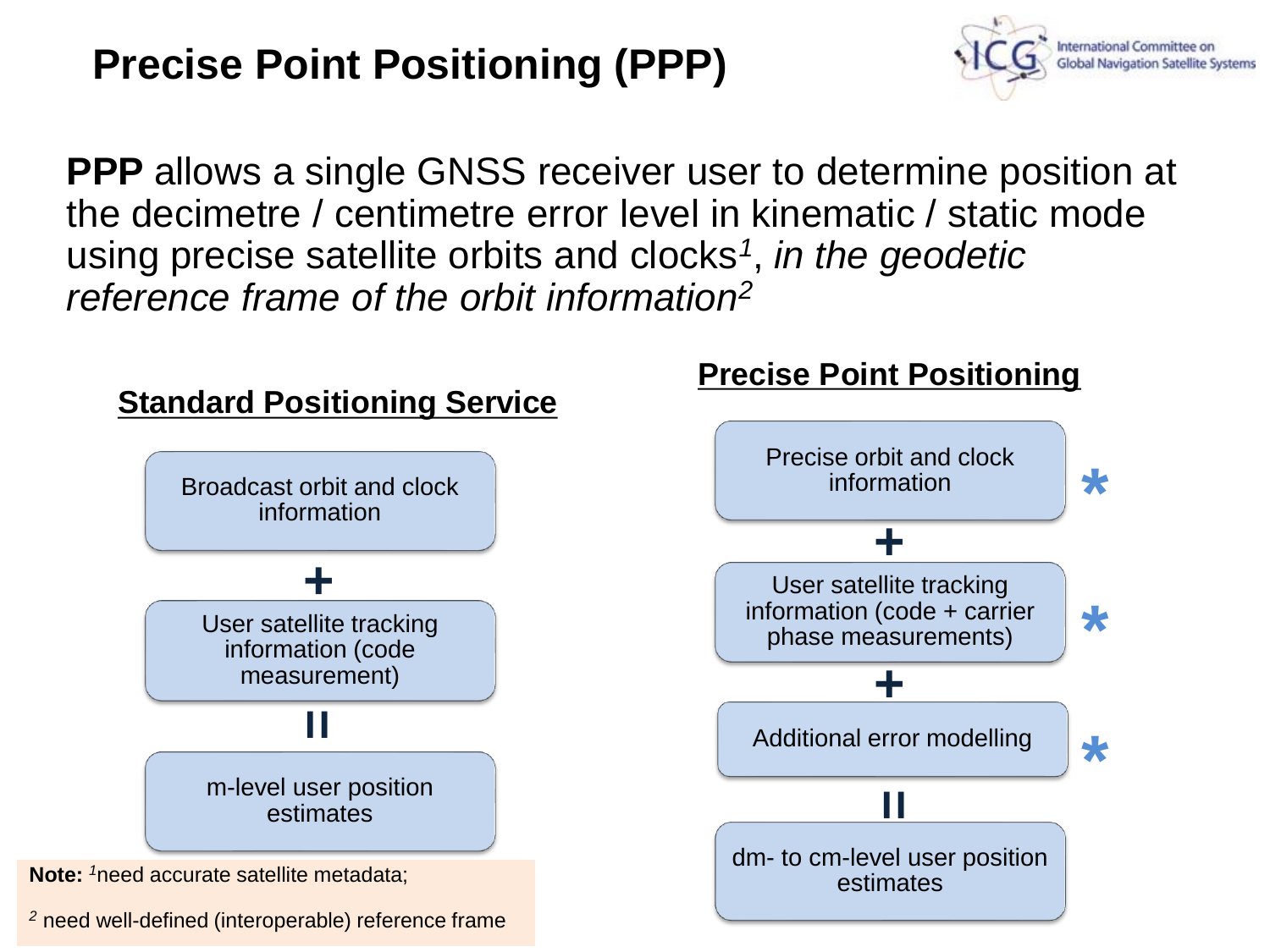# Precise Point Positioning (PPP)

**PPP** allows a single GNSS receiver user to determine position at the decimetre / centimetre error level in kinematic / static mode using precise satellite orbits and clocks[1], *in the geodetic reference frame of the orbit information*[2]

### Standard Positioning Service

Broadcast orbit and clock information

+

User satellite tracking information (code measurement)

=

m-level user position estimates

### Precise Point Positioning

Precise orbit and clock information *

+

User satellite tracking information (code + carrier phase measurements) *

+

Additional error modelling *

=

dm- to cm-level user position estimates

**Note:** [1]need accurate satellite metadata;

[2] need well-defined (interoperable) reference frame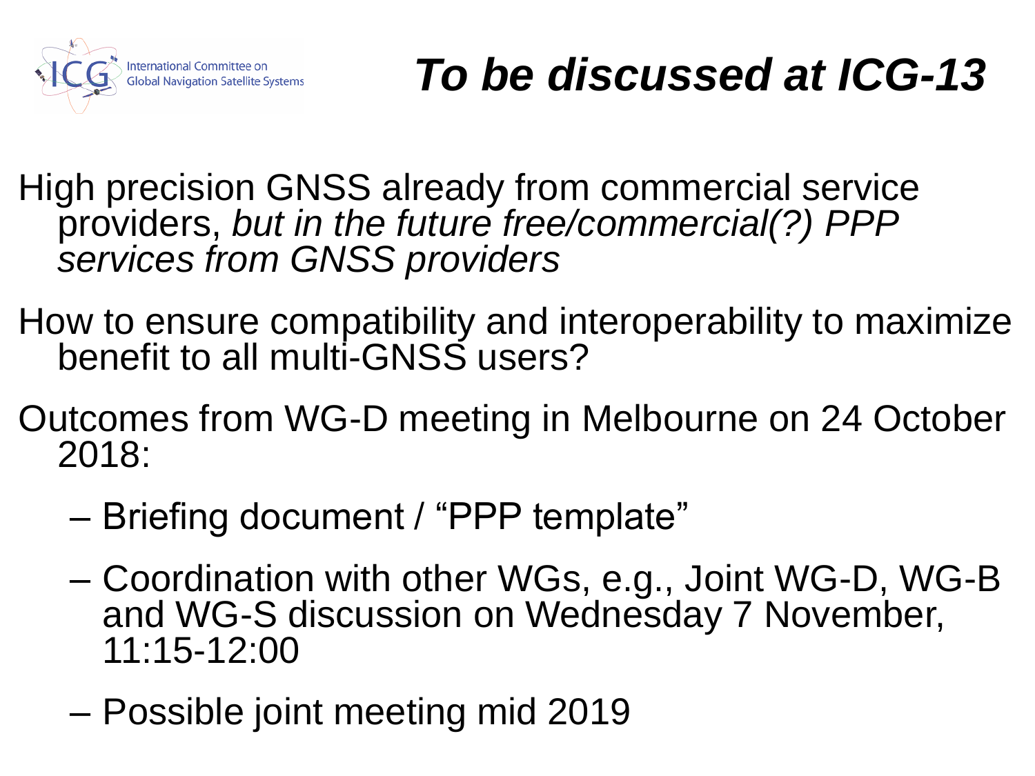# *To be discussed at ICG-13*

High precision GNSS already from commercial service providers, *but in the future free/commercial(?) PPP services from GNSS providers*

How to ensure compatibility and interoperability to maximize benefit to all multi-GNSS users?

Outcomes from WG-D meeting in Melbourne on 24 October 2018:

- Briefing document / "PPP template"
- Coordination with other WGs, e.g., Joint WG-D, WG-B and WG-S discussion on Wednesday 7 November, 11:15-12:00
- Possible joint meeting mid 2019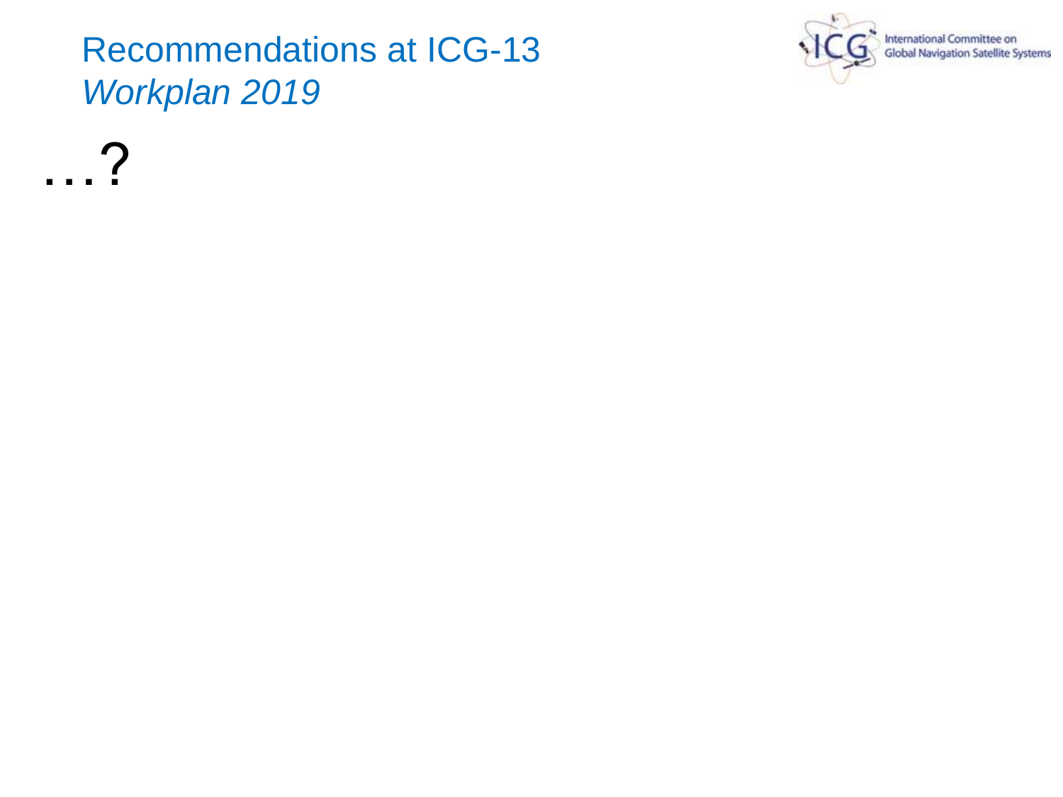# Recommendations at ICG-13
## *Workplan 2019*

…?